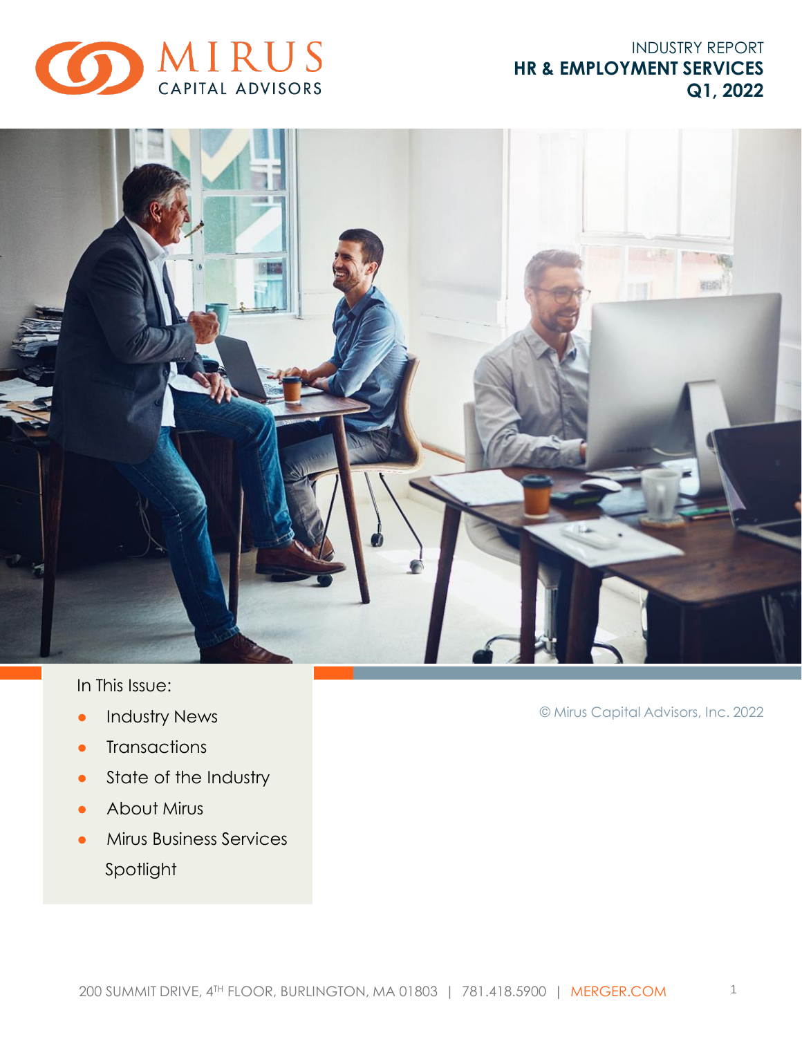MIRUS CAPITAL ADVISORS

INDUSTRY REPORT

# HR & EMPLOYMENT SERVICES
## Q1, 2022

In This Issue:

- Industry News
- Transactions
- State of the Industry
- About Mirus
- Mirus Business Services Spotlight

© Mirus Capital Advisors, Inc. 2022

200 SUMMIT DRIVE, 4TH FLOOR, BURLINGTON, MA 01803 | 781.418.5900 | MERGER.COM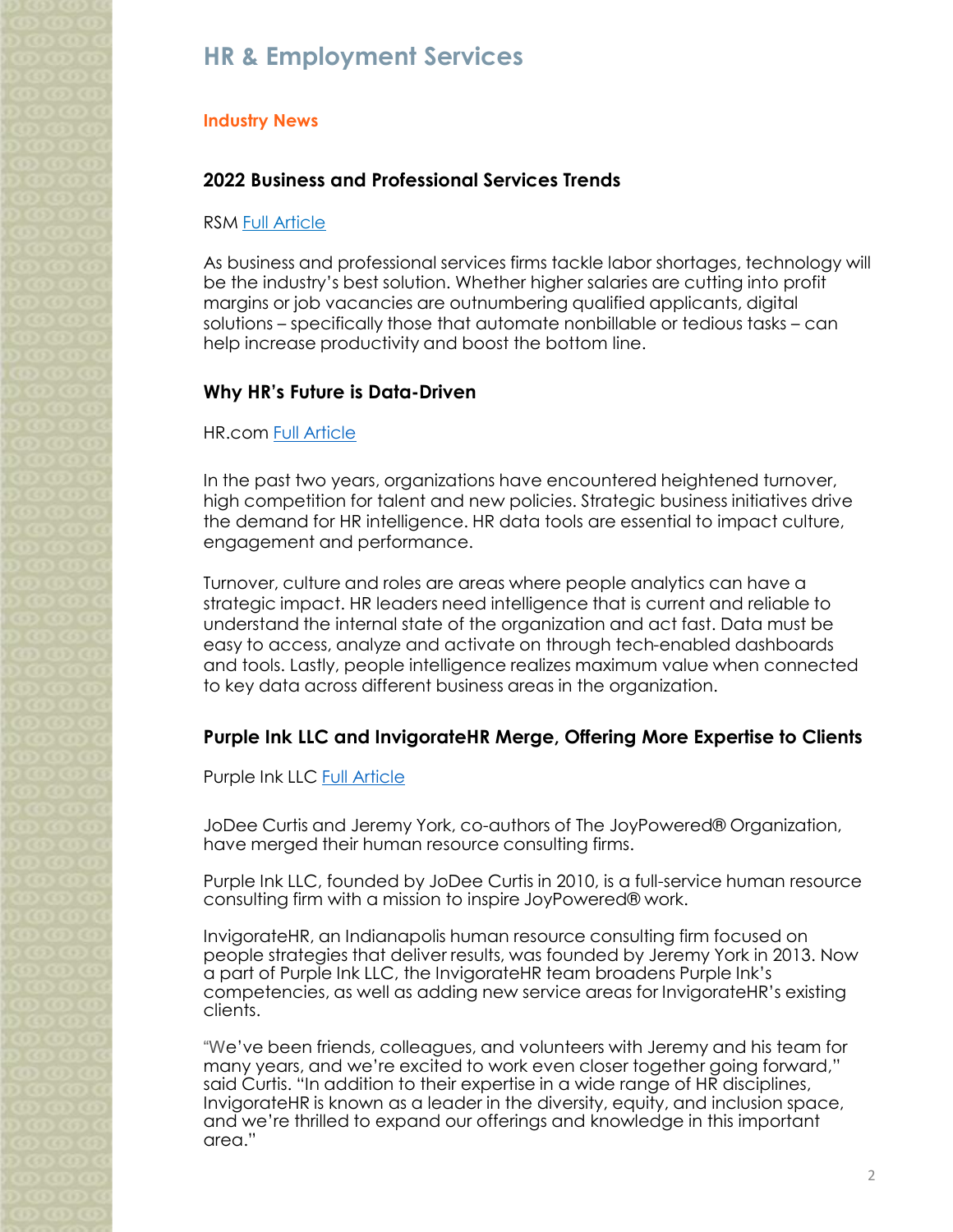# HR & Employment Services

## Industry News

### 2022 Business and Professional Services Trends

RSM [Full Article]

As business and professional services firms tackle labor shortages, technology will be the industry's best solution. Whether higher salaries are cutting into profit margins or job vacancies are outnumbering qualified applicants, digital solutions – specifically those that automate nonbillable or tedious tasks – can help increase productivity and boost the bottom line.

### Why HR's Future is Data-Driven

HR.com [Full Article]

In the past two years, organizations have encountered heightened turnover, high competition for talent and new policies. Strategic business initiatives drive the demand for HR intelligence. HR data tools are essential to impact culture, engagement and performance.

Turnover, culture and roles are areas where people analytics can have a strategic impact. HR leaders need intelligence that is current and reliable to understand the internal state of the organization and act fast. Data must be easy to access, analyze and activate on through tech-enabled dashboards and tools. Lastly, people intelligence realizes maximum value when connected to key data across different business areas in the organization.

### Purple Ink LLC and InvigorateHR Merge, Offering More Expertise to Clients

Purple Ink LLC [Full Article]

JoDee Curtis and Jeremy York, co-authors of The JoyPowered® Organization, have merged their human resource consulting firms.

Purple Ink LLC, founded by JoDee Curtis in 2010, is a full-service human resource consulting firm with a mission to inspire JoyPowered® work.

InvigorateHR, an Indianapolis human resource consulting firm focused on people strategies that deliver results, was founded by Jeremy York in 2013. Now a part of Purple Ink LLC, the InvigorateHR team broadens Purple Ink's competencies, as well as adding new service areas for InvigorateHR's existing clients.

"We've been friends, colleagues, and volunteers with Jeremy and his team for many years, and we're excited to work even closer together going forward," said Curtis. "In addition to their expertise in a wide range of HR disciplines, InvigorateHR is known as a leader in the diversity, equity, and inclusion space, and we're thrilled to expand our offerings and knowledge in this important area."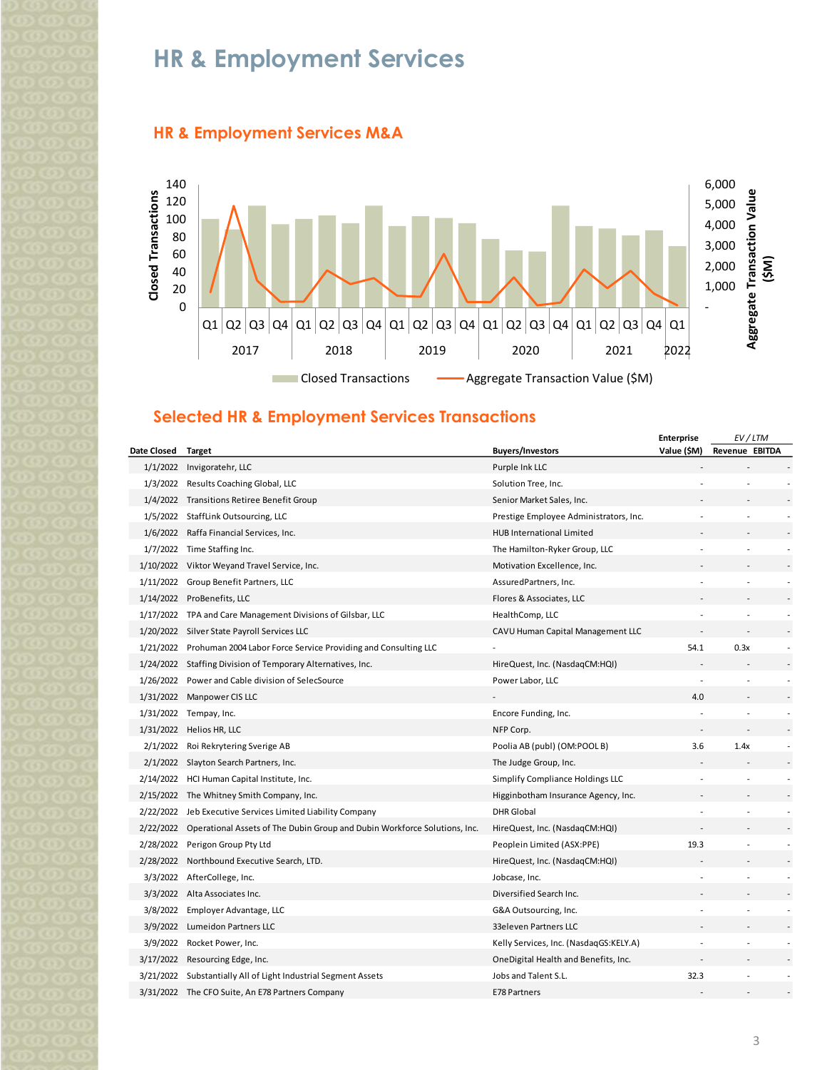# HR & Employment Services

## HR & Employment Services M&A

Closed Transactions | Aggregate Transaction Value ($M)

## Selected HR & Employment Services Transactions

| Date Closed | Target | Buyers/Investors | Enterprise Value ($M) | EV / LTM Revenue | EV / LTM EBITDA |
|---|---|---|---|---|---|
| 1/1/2022 | Invigoratehr, LLC | Purple Ink LLC | - | - | - |
| 1/3/2022 | Results Coaching Global, LLC | Solution Tree, Inc. | - | - | - |
| 1/4/2022 | Transitions Retiree Benefit Group | Senior Market Sales, Inc. | - | - | - |
| 1/5/2022 | StaffLink Outsourcing, LLC | Prestige Employee Administrators, Inc. | - | - | - |
| 1/6/2022 | Raffa Financial Services, Inc. | HUB International Limited | - | - | - |
| 1/7/2022 | Time Staffing Inc. | The Hamilton-Ryker Group, LLC | - | - | - |
| 1/10/2022 | Viktor Weyand Travel Service, Inc. | Motivation Excellence, Inc. | - | - | - |
| 1/11/2022 | Group Benefit Partners, LLC | AssuredPartners, Inc. | - | - | - |
| 1/14/2022 | ProBenefits, LLC | Flores & Associates, LLC | - | - | - |
| 1/17/2022 | TPA and Care Management Divisions of Gilsbar, LLC | HealthComp, LLC | - | - | - |
| 1/20/2022 | Silver State Payroll Services LLC | CAVU Human Capital Management LLC | - | - | - |
| 1/21/2022 | Prohuman 2004 Labor Force Service Providing and Consulting LLC | - | 54.1 | 0.3x | - |
| 1/24/2022 | Staffing Division of Temporary Alternatives, Inc. | HireQuest, Inc. (NasdaqCM:HQI) | - | - | - |
| 1/26/2022 | Power and Cable division of SelecSource | Power Labor, LLC | - | - | - |
| 1/31/2022 | Manpower CIS LLC | - | 4.0 | - | - |
| 1/31/2022 | Tempay, Inc. | Encore Funding, Inc. | - | - | - |
| 1/31/2022 | Helios HR, LLC | NFP Corp. | - | - | - |
| 2/1/2022 | Roi Rekrytering Sverige AB | Poolia AB (publ) (OM:POOL B) | 3.6 | 1.4x | - |
| 2/1/2022 | Slayton Search Partners, Inc. | The Judge Group, Inc. | - | - | - |
| 2/14/2022 | HCI Human Capital Institute, Inc. | Simplify Compliance Holdings LLC | - | - | - |
| 2/15/2022 | The Whitney Smith Company, Inc. | Higginbotham Insurance Agency, Inc. | - | - | - |
| 2/22/2022 | Jeb Executive Services Limited Liability Company | DHR Global | - | - | - |
| 2/22/2022 | Operational Assets of The Dubin Group and Dubin Workforce Solutions, Inc. | HireQuest, Inc. (NasdaqCM:HQI) | - | - | - |
| 2/28/2022 | Perigon Group Pty Ltd | Peoplein Limited (ASX:PPE) | 19.3 | - | - |
| 2/28/2022 | Northbound Executive Search, LTD. | HireQuest, Inc. (NasdaqCM:HQI) | - | - | - |
| 3/3/2022 | AfterCollege, Inc. | Jobcase, Inc. | - | - | - |
| 3/3/2022 | Alta Associates Inc. | Diversified Search Inc. | - | - | - |
| 3/8/2022 | Employer Advantage, LLC | G&A Outsourcing, Inc. | - | - | - |
| 3/9/2022 | Lumeidon Partners LLC | 33eleven Partners LLC | - | - | - |
| 3/9/2022 | Rocket Power, Inc. | Kelly Services, Inc. (NasdaqGS:KELY.A) | - | - | - |
| 3/17/2022 | Resourcing Edge, Inc. | OneDigital Health and Benefits, Inc. | - | - | - |
| 3/21/2022 | Substantially All of Light Industrial Segment Assets | Jobs and Talent S.L. | 32.3 | - | - |
| 3/31/2022 | The CFO Suite, An E78 Partners Company | E78 Partners | - | - | - |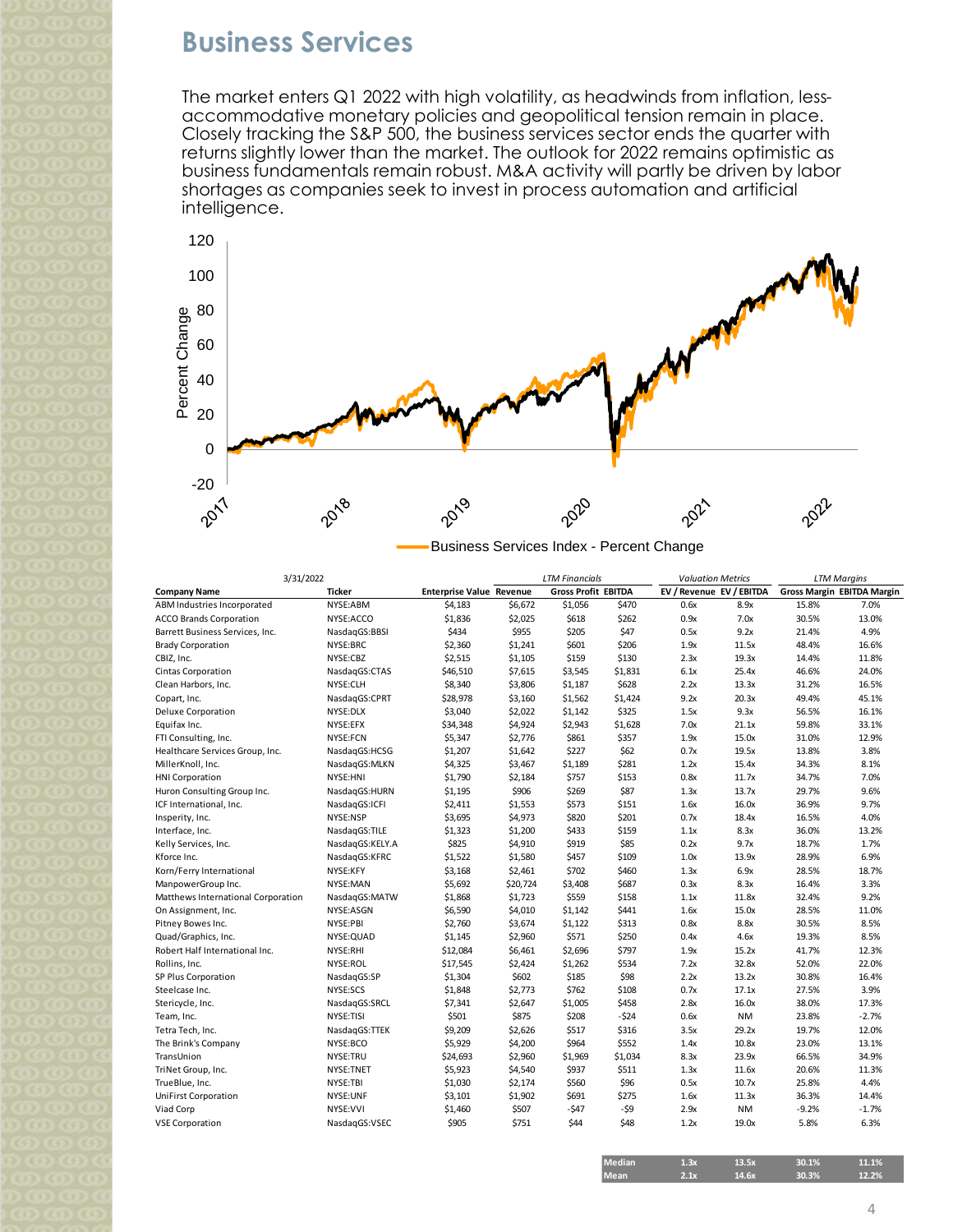# Business Services

The market enters Q1 2022 with high volatility, as headwinds from inflation, less-accommodative monetary policies and geopolitical tension remain in place. Closely tracking the S&P 500, the business services sector ends the quarter with returns slightly lower than the market. The outlook for 2022 remains optimistic as business fundamentals remain robust. M&A activity will partly be driven by labor shortages as companies seek to invest in process automation and artificial intelligence.

Business Services Index - Percent Change

| 3/31/2022 | | LTM Financials | | | | Valuation Metrics | | LTM Margins | |
|---|---|---|---|---|---|---|---|---|---|
| Company Name | Ticker | Enterprise Value | Revenue | Gross Profit | EBITDA | EV / Revenue | EV / EBITDA | Gross Margin | EBITDA Margin |
| ABM Industries Incorporated | NYSE:ABM | $4,183 | $6,672 | $1,056 | $470 | 0.6x | 8.9x | 15.8% | 7.0% |
| ACCO Brands Corporation | NYSE:ACCO | $1,836 | $2,025 | $618 | $262 | 0.9x | 7.0x | 30.5% | 13.0% |
| Barrett Business Services, Inc. | NasdaqGS:BBSI | $434 | $955 | $205 | $47 | 0.5x | 9.2x | 21.4% | 4.9% |
| Brady Corporation | NYSE:BRC | $2,360 | $1,241 | $601 | $206 | 1.9x | 11.5x | 48.4% | 16.6% |
| CBIZ, Inc. | NYSE:CBZ | $2,515 | $1,105 | $159 | $130 | 2.3x | 19.3x | 14.4% | 11.8% |
| Cintas Corporation | NasdaqGS:CTAS | $46,510 | $7,615 | $3,545 | $1,831 | 6.1x | 25.4x | 46.6% | 24.0% |
| Clean Harbors, Inc. | NYSE:CLH | $8,340 | $3,806 | $1,187 | $628 | 2.2x | 13.3x | 31.2% | 16.5% |
| Copart, Inc. | NasdaqGS:CPRT | $28,978 | $3,160 | $1,562 | $1,424 | 9.2x | 20.3x | 49.4% | 45.1% |
| Deluxe Corporation | NYSE:DLX | $3,040 | $2,022 | $1,142 | $325 | 1.5x | 9.3x | 56.5% | 16.1% |
| Equifax Inc. | NYSE:EFX | $34,348 | $4,924 | $2,943 | $1,628 | 7.0x | 21.1x | 59.8% | 33.1% |
| FTI Consulting, Inc. | NYSE:FCN | $5,347 | $2,776 | $861 | $357 | 1.9x | 15.0x | 31.0% | 12.9% |
| Healthcare Services Group, Inc. | NasdaqGS:HCSG | $1,207 | $1,642 | $227 | $62 | 0.7x | 19.5x | 13.8% | 3.8% |
| MillerKnoll, Inc. | NasdaqGS:MLKN | $4,325 | $3,467 | $1,189 | $281 | 1.2x | 15.4x | 34.3% | 8.1% |
| HNI Corporation | NYSE:HNI | $1,790 | $2,184 | $757 | $153 | 0.8x | 11.7x | 34.7% | 7.0% |
| Huron Consulting Group Inc. | NasdaqGS:HURN | $1,195 | $906 | $269 | $87 | 1.3x | 13.7x | 29.7% | 9.6% |
| ICF International, Inc. | NasdaqGS:ICFI | $2,411 | $1,553 | $573 | $151 | 1.6x | 16.0x | 36.9% | 9.7% |
| Insperity, Inc. | NYSE:NSP | $3,695 | $4,973 | $820 | $201 | 0.7x | 18.4x | 16.5% | 4.0% |
| Interface, Inc. | NasdaqGS:TILE | $1,323 | $1,200 | $433 | $159 | 1.1x | 8.3x | 36.0% | 13.2% |
| Kelly Services, Inc. | NasdaqGS:KELY.A | $825 | $4,910 | $919 | $85 | 0.2x | 9.7x | 18.7% | 1.7% |
| Kforce Inc. | NasdaqGS:KFRC | $1,522 | $1,580 | $457 | $109 | 1.0x | 13.9x | 28.9% | 6.9% |
| Korn/Ferry International | NYSE:KFY | $3,168 | $2,461 | $702 | $460 | 1.3x | 6.9x | 28.5% | 18.7% |
| ManpowerGroup Inc. | NYSE:MAN | $5,692 | $20,724 | $3,408 | $687 | 0.3x | 8.3x | 16.4% | 3.3% |
| Matthews International Corporation | NasdaqGS:MATW | $1,868 | $1,723 | $559 | $158 | 1.1x | 11.8x | 32.4% | 9.2% |
| On Assignment, Inc. | NYSE:ASGN | $6,590 | $4,010 | $1,142 | $441 | 1.6x | 15.0x | 28.5% | 11.0% |
| Pitney Bowes Inc. | NYSE:PBI | $2,760 | $3,674 | $1,122 | $313 | 0.8x | 8.8x | 30.5% | 8.5% |
| Quad/Graphics, Inc. | NYSE:QUAD | $1,145 | $2,960 | $571 | $250 | 0.4x | 4.6x | 19.3% | 8.5% |
| Robert Half International Inc. | NYSE:RHI | $12,084 | $6,461 | $2,696 | $797 | 1.9x | 15.2x | 41.7% | 12.3% |
| Rollins, Inc. | NYSE:ROL | $17,545 | $2,424 | $1,262 | $534 | 7.2x | 32.8x | 52.0% | 22.0% |
| SP Plus Corporation | NasdaqGS:SP | $1,304 | $602 | $185 | $98 | 2.2x | 13.2x | 30.8% | 16.4% |
| Steelcase Inc. | NYSE:SCS | $1,848 | $2,773 | $762 | $108 | 0.7x | 17.1x | 27.5% | 3.9% |
| Stericycle, Inc. | NasdaqGS:SRCL | $7,341 | $2,647 | $1,005 | $458 | 2.8x | 16.0x | 38.0% | 17.3% |
| Team, Inc. | NYSE:TISI | $501 | $875 | $208 | -$24 | 0.6x | NM | 23.8% | -2.7% |
| Tetra Tech, Inc. | NasdaqGS:TTEK | $9,209 | $2,626 | $517 | $316 | 3.5x | 29.2x | 19.7% | 12.0% |
| The Brink's Company | NYSE:BCO | $5,929 | $4,200 | $964 | $552 | 1.4x | 10.8x | 23.0% | 13.1% |
| TransUnion | NYSE:TRU | $24,693 | $2,960 | $1,969 | $1,034 | 8.3x | 23.9x | 66.5% | 34.9% |
| TriNet Group, Inc. | NYSE:TNET | $5,923 | $4,540 | $937 | $511 | 1.3x | 11.6x | 20.6% | 11.3% |
| TrueBlue, Inc. | NYSE:TBI | $1,030 | $2,174 | $560 | $96 | 0.5x | 10.7x | 25.8% | 4.4% |
| UniFirst Corporation | NYSE:UNF | $3,101 | $1,902 | $691 | $275 | 1.6x | 11.3x | 36.3% | 14.4% |
| Viad Corp | NYSE:VVI | $1,460 | $507 | -$47 | -$9 | 2.9x | NM | -9.2% | -1.7% |
| VSE Corporation | NasdaqGS:VSEC | $905 | $751 | $44 | $48 | 1.2x | 19.0x | 5.8% | 6.3% |
| | | | | | Median | 1.3x | 13.5x | 30.1% | 11.1% |
| | | | | | Mean | 2.1x | 14.6x | 30.3% | 12.2% |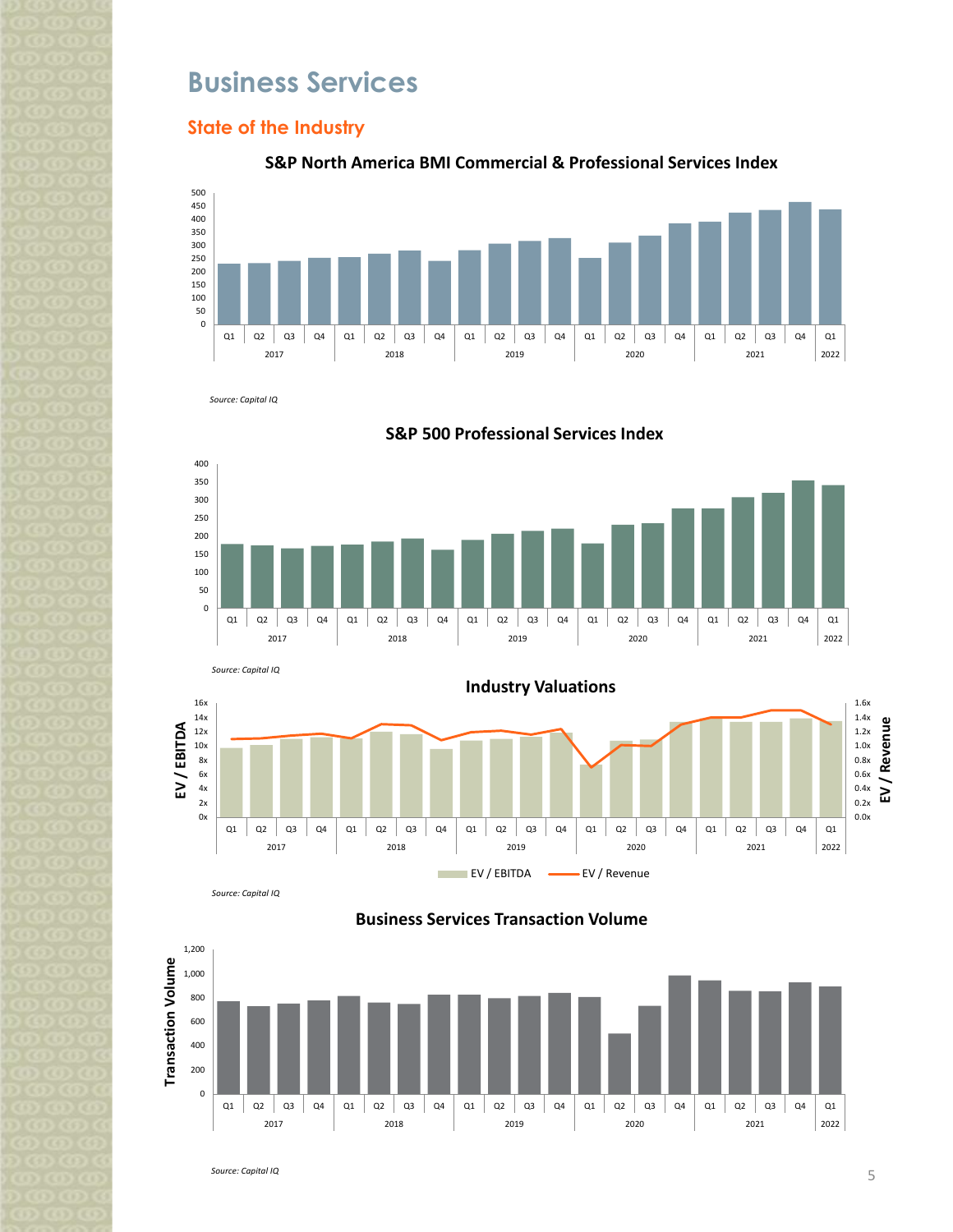# Business Services

## State of the Industry

**S&P North America BMI Commercial & Professional Services Index**

*Source: Capital IQ*

**S&P 500 Professional Services Index**

*Source: Capital IQ*

**Industry Valuations**

*Source: Capital IQ*

**Business Services Transaction Volume**

*Source: Capital IQ*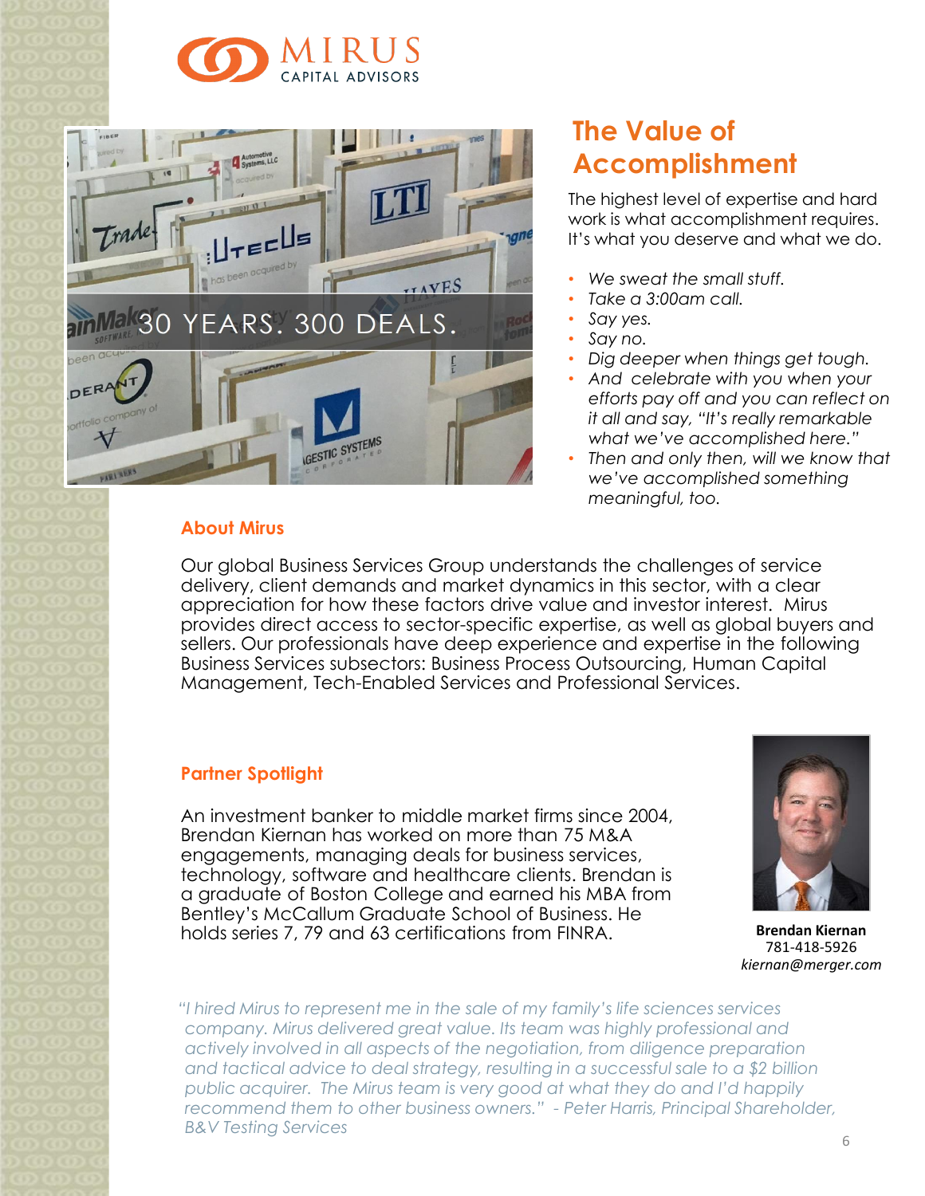MIRUS
CAPITAL ADVISORS

30 YEARS. 300 DEALS.

## The Value of Accomplishment

The highest level of expertise and hard work is what accomplishment requires. It's what you deserve and what we do.

- *We sweat the small stuff.*
- *Take a 3:00am call.*
- *Say yes.*
- *Say no.*
- *Dig deeper when things get tough.*
- *And celebrate with you when your efforts pay off and you can reflect on it all and say, "It's really remarkable what we've accomplished here."*
- *Then and only then, will we know that we've accomplished something meaningful, too.*

### About Mirus

Our global Business Services Group understands the challenges of service delivery, client demands and market dynamics in this sector, with a clear appreciation for how these factors drive value and investor interest. Mirus provides direct access to sector-specific expertise, as well as global buyers and sellers. Our professionals have deep experience and expertise in the following Business Services subsectors: Business Process Outsourcing, Human Capital Management, Tech-Enabled Services and Professional Services.

### Partner Spotlight

An investment banker to middle market firms since 2004, Brendan Kiernan has worked on more than 75 M&A engagements, managing deals for business services, technology, software and healthcare clients. Brendan is a graduate of Boston College and earned his MBA from Bentley's McCallum Graduate School of Business. He holds series 7, 79 and 63 certifications from FINRA.

**Brendan Kiernan**
781-418-5926
*kiernan@merger.com*

*"I hired Mirus to represent me in the sale of my family's life sciences services company. Mirus delivered great value. Its team was highly professional and actively involved in all aspects of the negotiation, from diligence preparation and tactical advice to deal strategy, resulting in a successful sale to a $2 billion public acquirer. The Mirus team is very good at what they do and I'd happily recommend them to other business owners." - Peter Harris, Principal Shareholder, B&V Testing Services*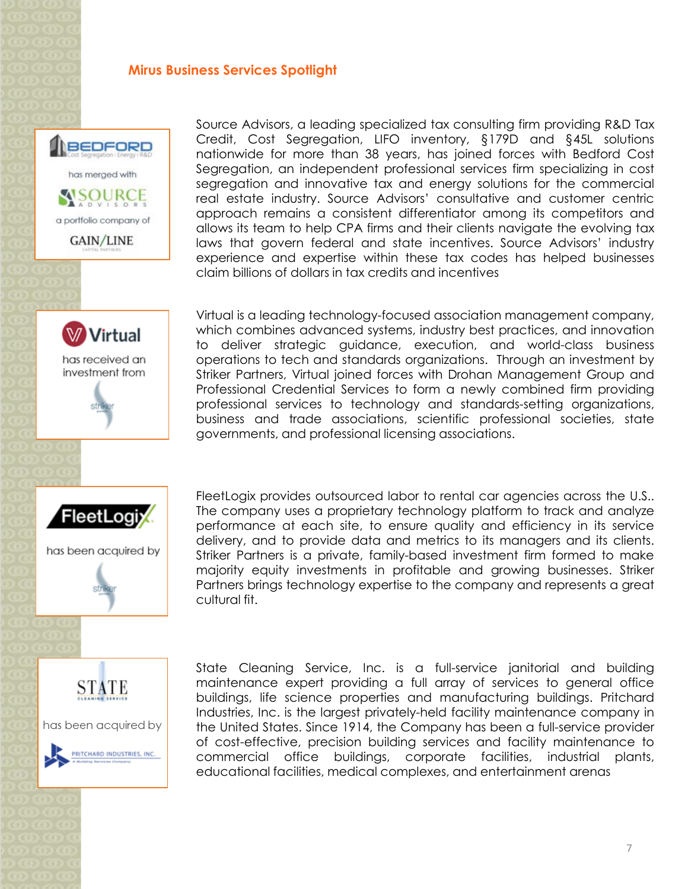## Mirus Business Services Spotlight

BEDFORD
Cost Segregation | Energy | R&D

has merged with

SOURCE ADVISORS

a portfolio company of

GAIN/LINE
CAPITAL PARTNERS

Source Advisors, a leading specialized tax consulting firm providing R&D Tax Credit, Cost Segregation, LIFO inventory, §179D and §45L solutions nationwide for more than 38 years, has joined forces with Bedford Cost Segregation, an independent professional services firm specializing in cost segregation and innovative tax and energy solutions for the commercial real estate industry. Source Advisors' consultative and customer centric approach remains a consistent differentiator among its competitors and allows its team to help CPA firms and their clients navigate the evolving tax laws that govern federal and state incentives. Source Advisors' industry experience and expertise within these tax codes has helped businesses claim billions of dollars in tax credits and incentives

Virtual

has received an investment from

striker

Virtual is a leading technology-focused association management company, which combines advanced systems, industry best practices, and innovation to deliver strategic guidance, execution, and world-class business operations to tech and standards organizations. Through an investment by Striker Partners, Virtual joined forces with Drohan Management Group and Professional Credential Services to form a newly combined firm providing professional services to technology and standards-setting organizations, business and trade associations, scientific professional societies, state governments, and professional licensing associations.

FleetLogix

has been acquired by

striker

FleetLogix provides outsourced labor to rental car agencies across the U.S.. The company uses a proprietary technology platform to track and analyze performance at each site, to ensure quality and efficiency in its service delivery, and to provide data and metrics to its managers and its clients. Striker Partners is a private, family-based investment firm formed to make majority equity investments in profitable and growing businesses. Striker Partners brings technology expertise to the company and represents a great cultural fit.

STATE
CLEANING SERVICE

has been acquired by

PRITCHARD INDUSTRIES, INC.
A Building Services Company

State Cleaning Service, Inc. is a full-service janitorial and building maintenance expert providing a full array of services to general office buildings, life science properties and manufacturing buildings. Pritchard Industries, Inc. is the largest privately-held facility maintenance company in the United States. Since 1914, the Company has been a full-service provider of cost-effective, precision building services and facility maintenance to commercial office buildings, corporate facilities, industrial plants, educational facilities, medical complexes, and entertainment arenas